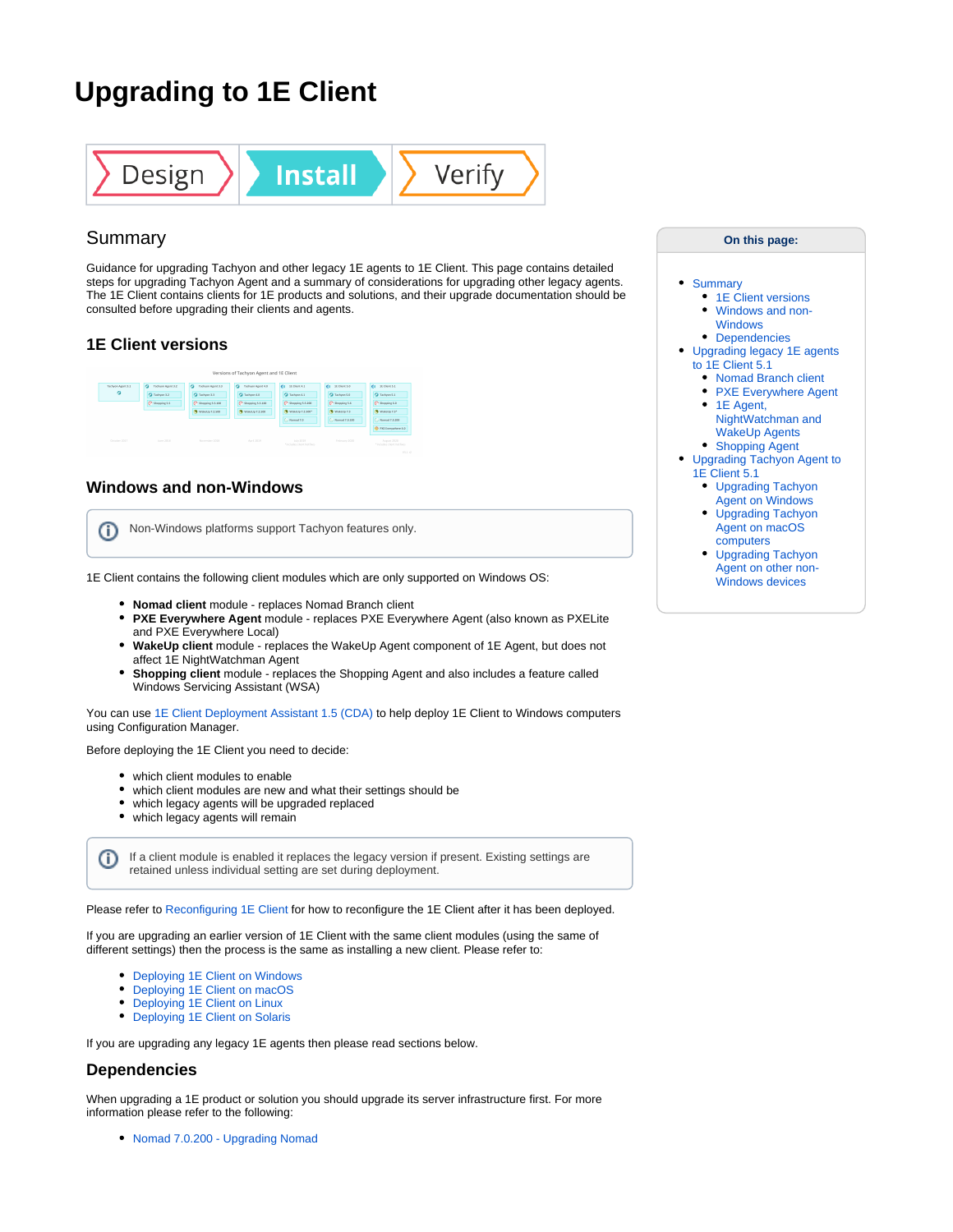# Upgrading to 1E Client

Design | Install | Verify

## Summary

Guidance for upgrading Tachyon and other legacy 1E agents to 1E Client. This page contains detailed steps for upgrading Tachyon Agent and a summary of considerations for upgrading other legacy agents. The 1E Client contains clients for 1E products and solutions, and their upgrade documentation should be consulted before upgrading their clients and agents.

### 1E Client versions

### Windows and non-Windows

> Non-Windows platforms support Tachyon features only.

1E Client contains the following client modules which are only supported on Windows OS:

- **Nomad client** module - replaces Nomad Branch client
- **PXE Everywhere Agent** module - replaces PXE Everywhere Agent (also known as PXELite and PXE Everywhere Local)
- **WakeUp client** module - replaces the WakeUp Agent component of 1E Agent, but does not affect 1E NightWatchman Agent
- **Shopping client** module - replaces the Shopping Agent and also includes a feature called Windows Servicing Assistant (WSA)

You can use 1E Client Deployment Assistant 1.5 (CDA) to help deploy 1E Client to Windows computers using Configuration Manager.

Before deploying the 1E Client you need to decide:

- which client modules to enable
- which client modules are new and what their settings should be
- which legacy agents will be upgraded replaced
- which legacy agents will remain

> If a client module is enabled it replaces the legacy version if present. Existing settings are retained unless individual setting are set during deployment.

Please refer to Reconfiguring 1E Client for how to reconfigure the 1E Client after it has been deployed.

If you are upgrading an earlier version of 1E Client with the same client modules (using the same of different settings) then the process is the same as installing a new client. Please refer to:

- Deploying 1E Client on Windows
- Deploying 1E Client on macOS
- Deploying 1E Client on Linux
- Deploying 1E Client on Solaris

If you are upgrading any legacy 1E agents then please read sections below.

### Dependencies

When upgrading a 1E product or solution you should upgrade its server infrastructure first. For more information please refer to the following:

- Nomad 7.0.200 - Upgrading Nomad

**On this page:**

- Summary
  - 1E Client versions
  - Windows and non-Windows
  - Dependencies
- Upgrading legacy 1E agents to 1E Client 5.1
  - Nomad Branch client
  - PXE Everywhere Agent
  - 1E Agent, NightWatchman and WakeUp Agents
  - Shopping Agent
- Upgrading Tachyon Agent to 1E Client 5.1
  - Upgrading Tachyon Agent on Windows
  - Upgrading Tachyon Agent on macOS computers
  - Upgrading Tachyon Agent on other non-Windows devices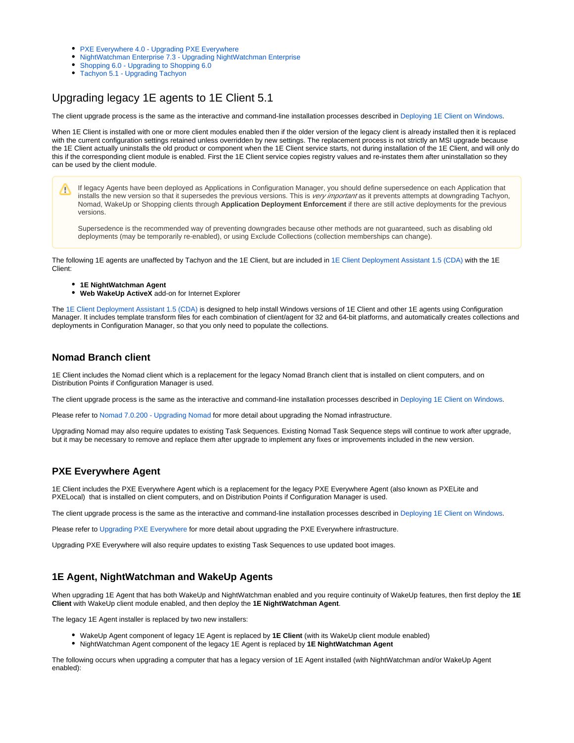- PXE Everywhere 4.0 - Upgrading PXE Everywhere
- NightWatchman Enterprise 7.3 - Upgrading NightWatchman Enterprise
- Shopping 6.0 - Upgrading to Shopping 6.0
- Tachyon 5.1 - Upgrading Tachyon

## Upgrading legacy 1E agents to 1E Client 5.1

The client upgrade process is the same as the interactive and command-line installation processes described in Deploying 1E Client on Windows.

When 1E Client is installed with one or more client modules enabled then if the older version of the legacy client is already installed then it is replaced with the current configuration settings retained unless overridden by new settings. The replacement process is not strictly an MSI upgrade because the 1E Client actually uninstalls the old product or component when the 1E Client service starts, not during installation of the 1E Client, and will only do this if the corresponding client module is enabled. First the 1E Client service copies registry values and re-instates them after uninstallation so they can be used by the client module.

> If legacy Agents have been deployed as Applications in Configuration Manager, you should define supersedence on each Application that installs the new version so that it supersedes the previous versions. This is *very important* as it prevents attempts at downgrading Tachyon, Nomad, WakeUp or Shopping clients through **Application Deployment Enforcement** if there are still active deployments for the previous versions.
>
> Supersedence is the recommended way of preventing downgrades because other methods are not guaranteed, such as disabling old deployments (may be temporarily re-enabled), or using Exclude Collections (collection memberships can change).

The following 1E agents are unaffected by Tachyon and the 1E Client, but are included in 1E Client Deployment Assistant 1.5 (CDA) with the 1E Client:

- **1E NightWatchman Agent**
- **Web WakeUp ActiveX** add-on for Internet Explorer

The 1E Client Deployment Assistant 1.5 (CDA) is designed to help install Windows versions of 1E Client and other 1E agents using Configuration Manager. It includes template transform files for each combination of client/agent for 32 and 64-bit platforms, and automatically creates collections and deployments in Configuration Manager, so that you only need to populate the collections.

### Nomad Branch client

1E Client includes the Nomad client which is a replacement for the legacy Nomad Branch client that is installed on client computers, and on Distribution Points if Configuration Manager is used.

The client upgrade process is the same as the interactive and command-line installation processes described in Deploying 1E Client on Windows.

Please refer to Nomad 7.0.200 - Upgrading Nomad for more detail about upgrading the Nomad infrastructure.

Upgrading Nomad may also require updates to existing Task Sequences. Existing Nomad Task Sequence steps will continue to work after upgrade, but it may be necessary to remove and replace them after upgrade to implement any fixes or improvements included in the new version.

### PXE Everywhere Agent

1E Client includes the PXE Everywhere Agent which is a replacement for the legacy PXE Everywhere Agent (also known as PXELite and PXELocal) that is installed on client computers, and on Distribution Points if Configuration Manager is used.

The client upgrade process is the same as the interactive and command-line installation processes described in Deploying 1E Client on Windows.

Please refer to Upgrading PXE Everywhere for more detail about upgrading the PXE Everywhere infrastructure.

Upgrading PXE Everywhere will also require updates to existing Task Sequences to use updated boot images.

### 1E Agent, NightWatchman and WakeUp Agents

When upgrading 1E Agent that has both WakeUp and NightWatchman enabled and you require continuity of WakeUp features, then first deploy the **1E Client** with WakeUp client module enabled, and then deploy the **1E NightWatchman Agent**.

The legacy 1E Agent installer is replaced by two new installers:

- WakeUp Agent component of legacy 1E Agent is replaced by **1E Client** (with its WakeUp client module enabled)
- NightWatchman Agent component of the legacy 1E Agent is replaced by **1E NightWatchman Agent**

The following occurs when upgrading a computer that has a legacy version of 1E Agent installed (with NightWatchman and/or WakeUp Agent enabled):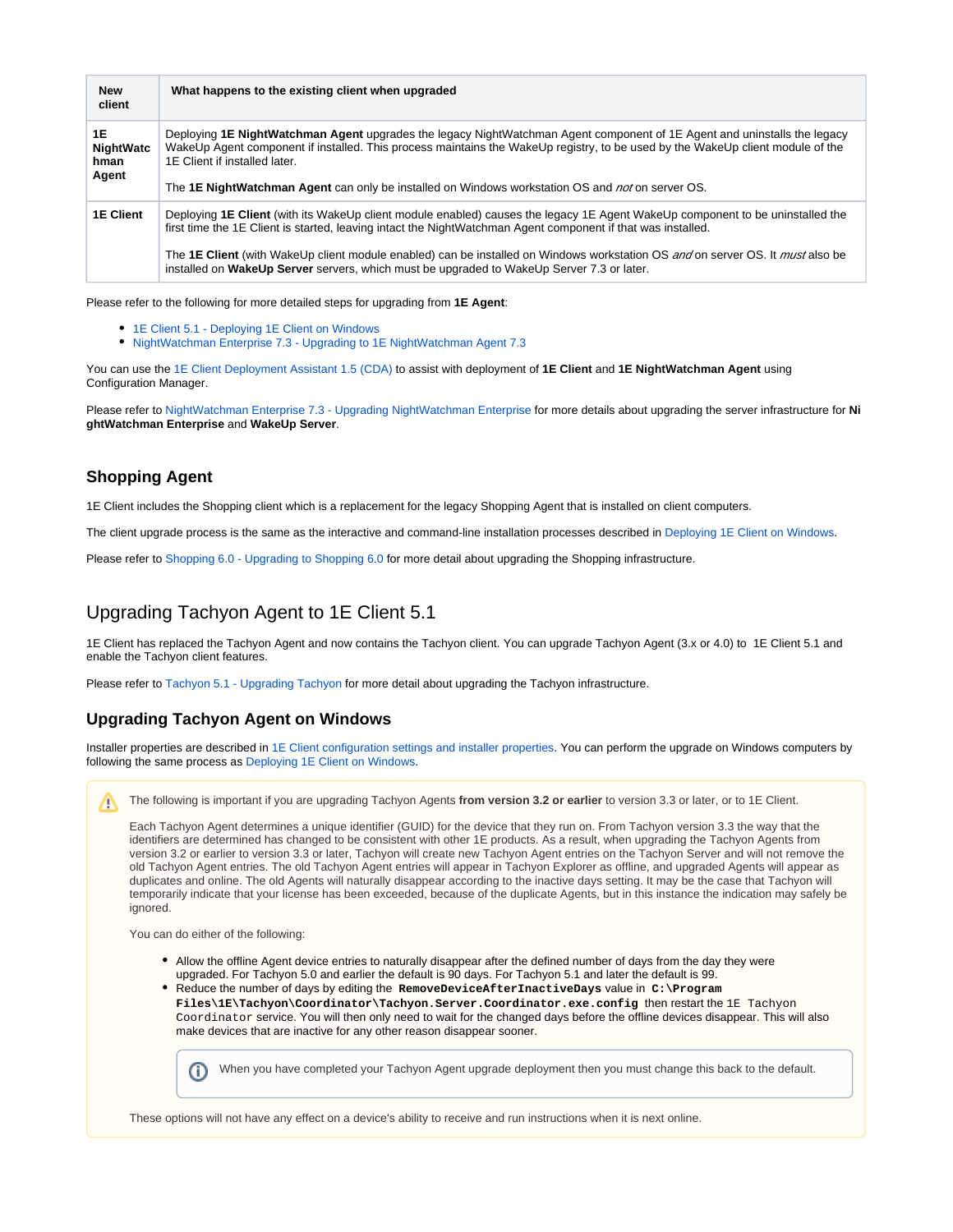| New client | What happens to the existing client when upgraded |
| --- | --- |
| **1E NightWatchman Agent** | Deploying **1E NightWatchman Agent** upgrades the legacy NightWatchman Agent component of 1E Agent and uninstalls the legacy WakeUp Agent component if installed. This process maintains the WakeUp registry, to be used by the WakeUp client module of the 1E Client if installed later.<br><br>The **1E NightWatchman Agent** can only be installed on Windows workstation OS and *not* on server OS. |
| **1E Client** | Deploying **1E Client** (with its WakeUp client module enabled) causes the legacy 1E Agent WakeUp component to be uninstalled the first time the 1E Client is started, leaving intact the NightWatchman Agent component if that was installed.<br><br>The **1E Client** (with WakeUp client module enabled) can be installed on Windows workstation OS *and* on server OS. It *must* also be installed on **WakeUp Server** servers, which must be upgraded to WakeUp Server 7.3 or later. |

Please refer to the following for more detailed steps for upgrading from **1E Agent**:

- 1E Client 5.1 - Deploying 1E Client on Windows
- NightWatchman Enterprise 7.3 - Upgrading to 1E NightWatchman Agent 7.3

You can use the 1E Client Deployment Assistant 1.5 (CDA) to assist with deployment of **1E Client** and **1E NightWatchman Agent** using Configuration Manager.

Please refer to NightWatchman Enterprise 7.3 - Upgrading NightWatchman Enterprise for more details about upgrading the server infrastructure for **NightWatchman Enterprise** and **WakeUp Server**.

### Shopping Agent

1E Client includes the Shopping client which is a replacement for the legacy Shopping Agent that is installed on client computers.

The client upgrade process is the same as the interactive and command-line installation processes described in Deploying 1E Client on Windows.

Please refer to Shopping 6.0 - Upgrading to Shopping 6.0 for more detail about upgrading the Shopping infrastructure.

## Upgrading Tachyon Agent to 1E Client 5.1

1E Client has replaced the Tachyon Agent and now contains the Tachyon client. You can upgrade Tachyon Agent (3.x or 4.0) to 1E Client 5.1 and enable the Tachyon client features.

Please refer to Tachyon 5.1 - Upgrading Tachyon for more detail about upgrading the Tachyon infrastructure.

### Upgrading Tachyon Agent on Windows

Installer properties are described in 1E Client configuration settings and installer properties. You can perform the upgrade on Windows computers by following the same process as Deploying 1E Client on Windows.

> The following is important if you are upgrading Tachyon Agents **from version 3.2 or earlier** to version 3.3 or later, or to 1E Client.
>
> Each Tachyon Agent determines a unique identifier (GUID) for the device that they run on. From Tachyon version 3.3 the way that the identifiers are determined has changed to be consistent with other 1E products. As a result, when upgrading the Tachyon Agents from version 3.2 or earlier to version 3.3 or later, Tachyon will create new Tachyon Agent entries on the Tachyon Server and will not remove the old Tachyon Agent entries. The old Tachyon Agent entries will appear in Tachyon Explorer as offline, and upgraded Agents will appear as duplicates and online. The old Agents will naturally disappear according to the inactive days setting. It may be the case that Tachyon will temporarily indicate that your license has been exceeded, because of the duplicate Agents, but in this instance the indication may safely be ignored.
>
> You can do either of the following:
>
> - Allow the offline Agent device entries to naturally disappear after the defined number of days from the day they were upgraded. For Tachyon 5.0 and earlier the default is 90 days. For Tachyon 5.1 and later the default is 99.
> - Reduce the number of days by editing the **`RemoveDeviceAfterInactiveDays`** value in **`C:\Program Files\1E\Tachyon\Coordinator\Tachyon.Server.Coordinator.exe.config`** then restart the `1E Tachyon Coordinator` service. You will then only need to wait for the changed days before the offline devices disappear. This will also make devices that are inactive for any other reason disappear sooner.
>
>   > When you have completed your Tachyon Agent upgrade deployment then you must change this back to the default.
>
> These options will not have any effect on a device's ability to receive and run instructions when it is next online.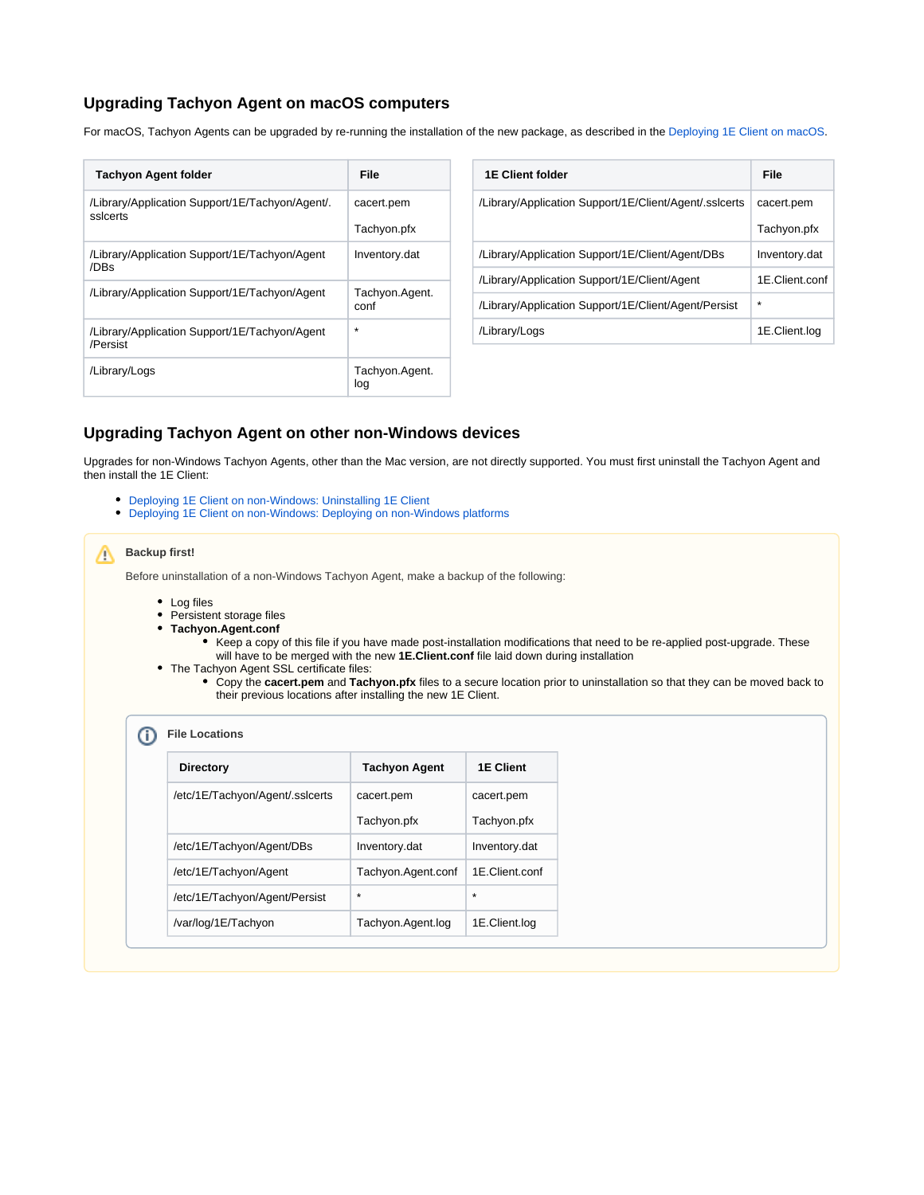## Upgrading Tachyon Agent on macOS computers

For macOS, Tachyon Agents can be upgraded by re-running the installation of the new package, as described in the Deploying 1E Client on macOS.

| Tachyon Agent folder | File |
|---|---|
| /Library/Application Support/1E/Tachyon/Agent/.sslcerts | cacert.pem<br>Tachyon.pfx |
| /Library/Application Support/1E/Tachyon/Agent/DBs | Inventory.dat |
| /Library/Application Support/1E/Tachyon/Agent | Tachyon.Agent.conf |
| /Library/Application Support/1E/Tachyon/Agent/Persist | * |
| /Library/Logs | Tachyon.Agent.log |

| 1E Client folder | File |
|---|---|
| /Library/Application Support/1E/Client/Agent/.sslcerts | cacert.pem<br>Tachyon.pfx |
| /Library/Application Support/1E/Client/Agent/DBs | Inventory.dat |
| /Library/Application Support/1E/Client/Agent | 1E.Client.conf |
| /Library/Application Support/1E/Client/Agent/Persist | * |
| /Library/Logs | 1E.Client.log |

## Upgrading Tachyon Agent on other non-Windows devices

Upgrades for non-Windows Tachyon Agents, other than the Mac version, are not directly supported. You must first uninstall the Tachyon Agent and then install the 1E Client:

- Deploying 1E Client on non-Windows: Uninstalling 1E Client
- Deploying 1E Client on non-Windows: Deploying on non-Windows platforms

**Backup first!**

Before uninstallation of a non-Windows Tachyon Agent, make a backup of the following:

- Log files
- Persistent storage files
- **Tachyon.Agent.conf**
  - Keep a copy of this file if you have made post-installation modifications that need to be re-applied post-upgrade. These will have to be merged with the new **1E.Client.conf** file laid down during installation
- The Tachyon Agent SSL certificate files:
  - Copy the **cacert.pem** and **Tachyon.pfx** files to a secure location prior to uninstallation so that they can be moved back to their previous locations after installing the new 1E Client.

**File Locations**

| Directory | Tachyon Agent | 1E Client |
|---|---|---|
| /etc/1E/Tachyon/Agent/.sslcerts | cacert.pem<br>Tachyon.pfx | cacert.pem<br>Tachyon.pfx |
| /etc/1E/Tachyon/Agent/DBs | Inventory.dat | Inventory.dat |
| /etc/1E/Tachyon/Agent | Tachyon.Agent.conf | 1E.Client.conf |
| /etc/1E/Tachyon/Agent/Persist | * | * |
| /var/log/1E/Tachyon | Tachyon.Agent.log | 1E.Client.log |